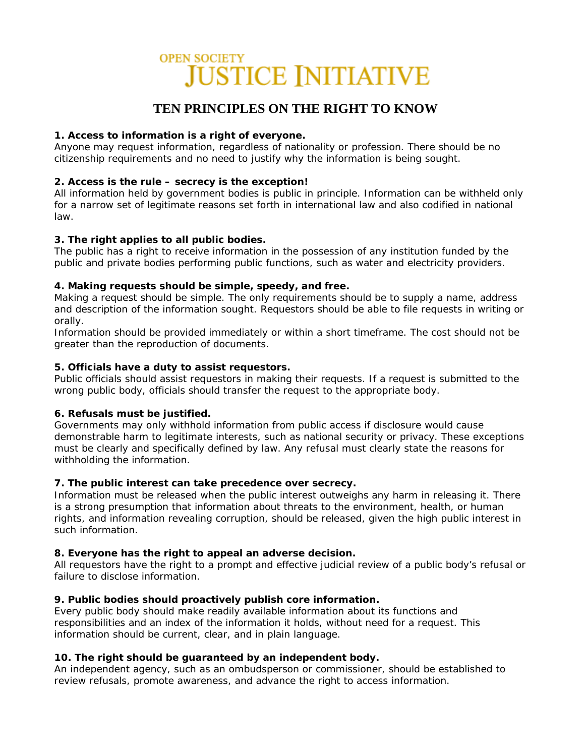OPEN SOCIETY
JUSTICE INITIATIVE

# TEN PRINCIPLES ON THE RIGHT TO KNOW

**1. Access to information is a right of everyone.**
Anyone may request information, regardless of nationality or profession. There should be no citizenship requirements and no need to justify why the information is being sought.

**2. Access is the rule – secrecy is the exception!**
All information held by government bodies is public in principle. Information can be withheld only for a narrow set of legitimate reasons set forth in international law and also codified in national law.

**3. The right applies to all public bodies.**
The public has a right to receive information in the possession of any institution funded by the public and private bodies performing public functions, such as water and electricity providers.

**4. Making requests should be simple, speedy, and free.**
Making a request should be simple. The only requirements should be to supply a name, address and description of the information sought. Requestors should be able to file requests in writing or orally.
Information should be provided immediately or within a short timeframe. The cost should not be greater than the reproduction of documents.

**5. Officials have a duty to assist requestors.**
Public officials should assist requestors in making their requests. If a request is submitted to the wrong public body, officials should transfer the request to the appropriate body.

**6. Refusals must be justified.**
Governments may only withhold information from public access if disclosure would cause demonstrable harm to legitimate interests, such as national security or privacy. These exceptions must be clearly and specifically defined by law. Any refusal must clearly state the reasons for withholding the information.

**7. The public interest can take precedence over secrecy.**
Information must be released when the public interest outweighs any harm in releasing it. There is a strong presumption that information about threats to the environment, health, or human rights, and information revealing corruption, should be released, given the high public interest in such information.

**8. Everyone has the right to appeal an adverse decision.**
All requestors have the right to a prompt and effective judicial review of a public body's refusal or failure to disclose information.

**9. Public bodies should proactively publish core information.**
Every public body should make readily available information about its functions and responsibilities and an index of the information it holds, without need for a request. This information should be current, clear, and in plain language.

**10. The right should be guaranteed by an independent body.**
An independent agency, such as an ombudsperson or commissioner, should be established to review refusals, promote awareness, and advance the right to access information.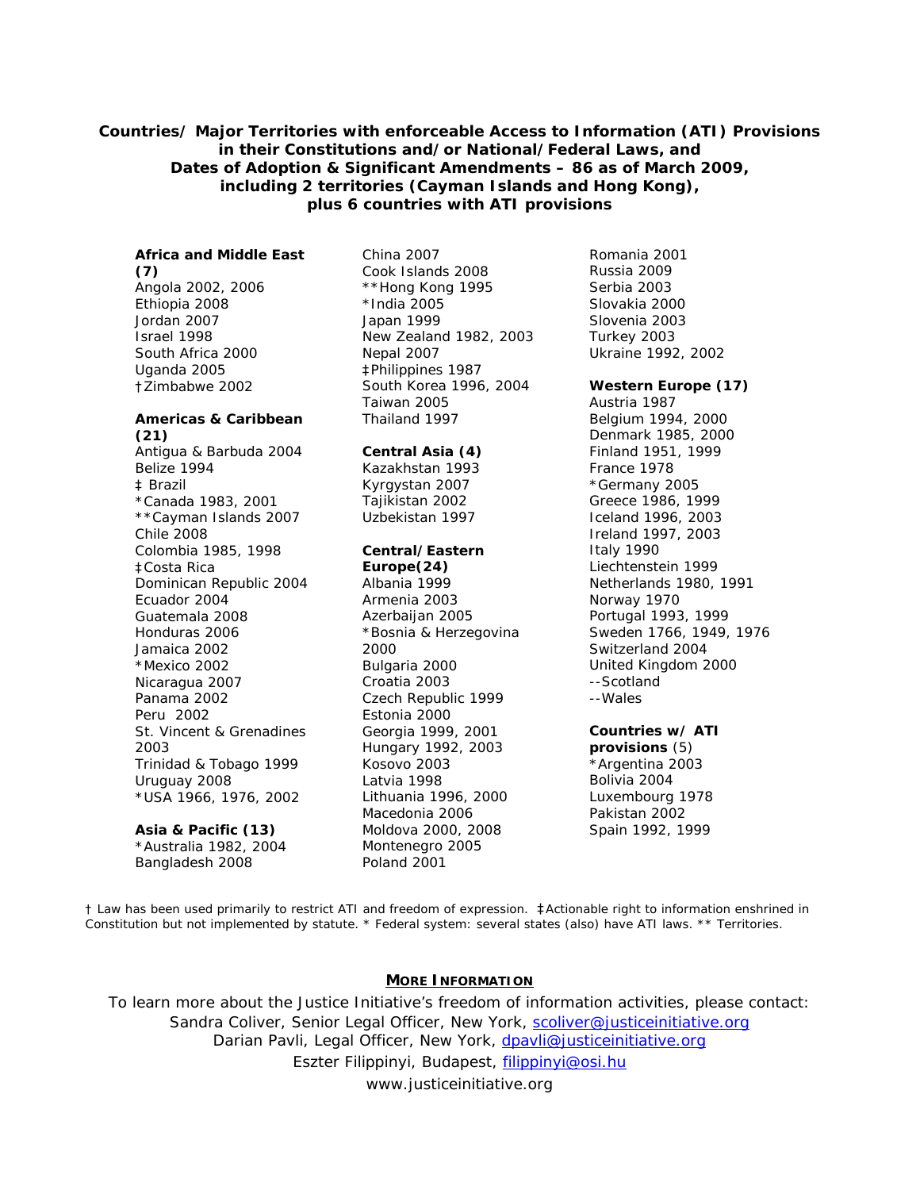**Countries/ Major Territories with enforceable Access to Information (ATI) Provisions in their Constitutions and/or National/Federal Laws, and Dates of Adoption & Significant Amendments – 86 as of March 2009, including 2 territories (Cayman Islands and Hong Kong), plus 6 countries with ATI provisions**

**Africa and Middle East (7)**
Angola 2002, 2006
Ethiopia 2008
Jordan 2007
Israel 1998
South Africa 2000
Uganda 2005
†Zimbabwe 2002

**Americas & Caribbean (21)**
Antigua & Barbuda 2004
Belize 1994
‡ Brazil
*Canada 1983, 2001
**Cayman Islands 2007
Chile 2008
Colombia 1985, 1998
‡Costa Rica
Dominican Republic 2004
Ecuador 2004
Guatemala 2008
Honduras 2006
Jamaica 2002
*Mexico 2002
Nicaragua 2007
Panama 2002
Peru 2002
St. Vincent & Grenadines 2003
Trinidad & Tobago 1999
Uruguay 2008
*USA 1966, 1976, 2002

**Asia & Pacific (13)**
*Australia 1982, 2004
Bangladesh 2008
China 2007
Cook Islands 2008
**Hong Kong 1995
*India 2005
Japan 1999
New Zealand 1982, 2003
Nepal 2007
‡Philippines 1987
South Korea 1996, 2004
Taiwan 2005
Thailand 1997

**Central Asia (4)**
Kazakhstan 1993
Kyrgystan 2007
Tajikistan 2002
Uzbekistan 1997

**Central/Eastern Europe(24)**
Albania 1999
Armenia 2003
Azerbaijan 2005
*Bosnia & Herzegovina 2000
Bulgaria 2000
Croatia 2003
Czech Republic 1999
Estonia 2000
Georgia 1999, 2001
Hungary 1992, 2003
Kosovo 2003
Latvia 1998
Lithuania 1996, 2000
Macedonia 2006
Moldova 2000, 2008
Montenegro 2005
Poland 2001
Romania 2001
Russia 2009
Serbia 2003
Slovakia 2000
Slovenia 2003
Turkey 2003
Ukraine 1992, 2002

**Western Europe (17)**
Austria 1987
Belgium 1994, 2000
Denmark 1985, 2000
Finland 1951, 1999
France 1978
*Germany 2005
Greece 1986, 1999
Iceland 1996, 2003
Ireland 1997, 2003
Italy 1990
Liechtenstein 1999
Netherlands 1980, 1991
Norway 1970
Portugal 1993, 1999
Sweden 1766, 1949, 1976
Switzerland 2004
United Kingdom 2000
--Scotland
--Wales

**Countries w/ ATI provisions** (5)
*Argentina 2003
Bolivia 2004
Luxembourg 1978
Pakistan 2002
Spain 1992, 1999

† Law has been used primarily to restrict ATI and freedom of expression. ‡Actionable right to information enshrined in Constitution but not implemented by statute. * Federal system: several states (also) have ATI laws. ** Territories.

## MORE INFORMATION

To learn more about the Justice Initiative's freedom of information activities, please contact:
Sandra Coliver, Senior Legal Officer, New York, scoliver@justiceinitiative.org
Darian Pavli, Legal Officer, New York, dpavli@justiceinitiative.org
Eszter Filippinyi, Budapest, filippinyi@osi.hu
www.justiceinitiative.org